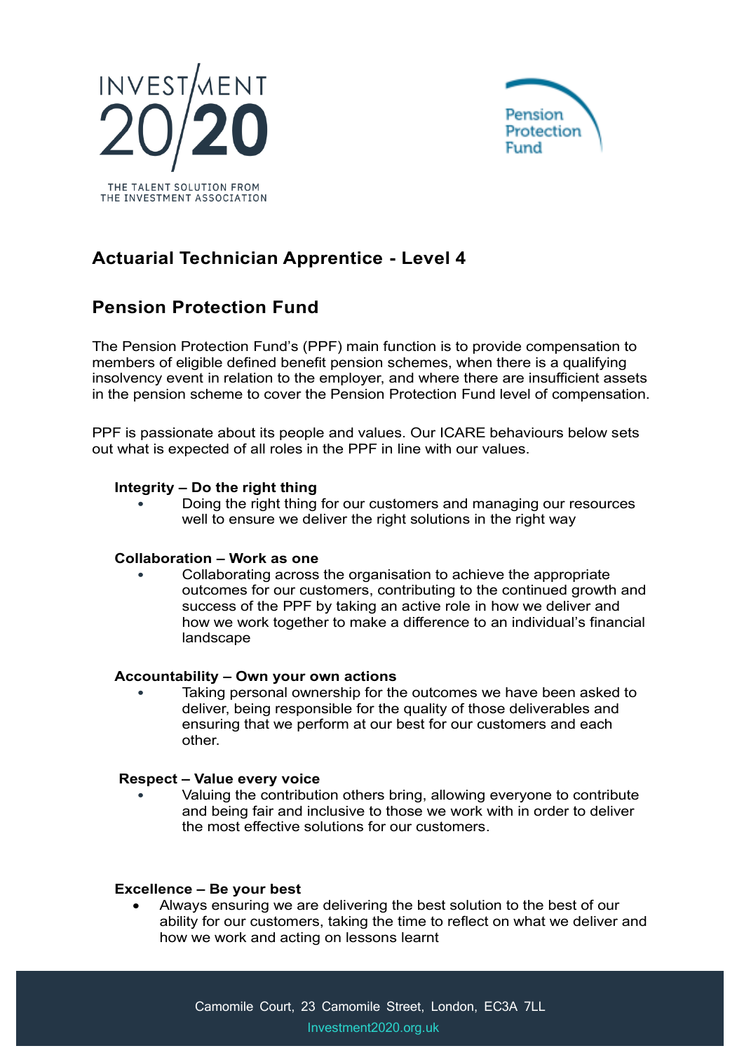INVESTMENT 20/20

THE TALENT SOLUTION FROM THE INVESTMENT ASSOCIATION

Pension Protection Fund

# Actuarial Technician Apprentice - Level 4

## Pension Protection Fund

The Pension Protection Fund's (PPF) main function is to provide compensation to members of eligible defined benefit pension schemes, when there is a qualifying insolvency event in relation to the employer, and where there are insufficient assets in the pension scheme to cover the Pension Protection Fund level of compensation.

PPF is passionate about its people and values. Our ICARE behaviours below sets out what is expected of all roles in the PPF in line with our values.

**Integrity – Do the right thing**

- Doing the right thing for our customers and managing our resources well to ensure we deliver the right solutions in the right way

**Collaboration – Work as one**

- Collaborating across the organisation to achieve the appropriate outcomes for our customers, contributing to the continued growth and success of the PPF by taking an active role in how we deliver and how we work together to make a difference to an individual's financial landscape

**Accountability – Own your own actions**

- Taking personal ownership for the outcomes we have been asked to deliver, being responsible for the quality of those deliverables and ensuring that we perform at our best for our customers and each other.

**Respect – Value every voice**

- Valuing the contribution others bring, allowing everyone to contribute and being fair and inclusive to those we work with in order to deliver the most effective solutions for our customers.

**Excellence – Be your best**

- Always ensuring we are delivering the best solution to the best of our ability for our customers, taking the time to reflect on what we deliver and how we work and acting on lessons learnt

Camomile Court, 23 Camomile Street, London, EC3A 7LL

Investment2020.org.uk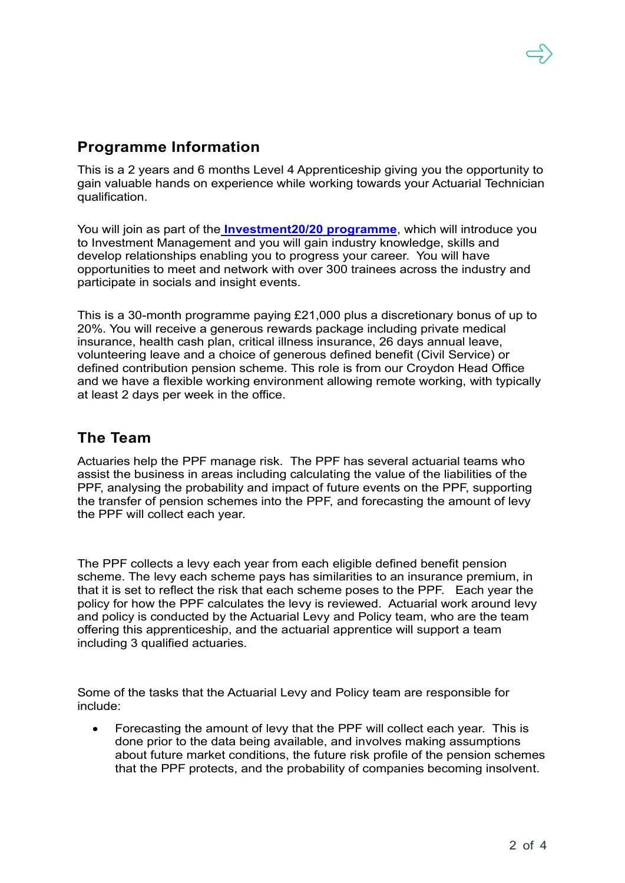## Programme Information

This is a 2 years and 6 months Level 4 Apprenticeship giving you the opportunity to gain valuable hands on experience while working towards your Actuarial Technician qualification.

You will join as part of the **Investment20/20 programme**, which will introduce you to Investment Management and you will gain industry knowledge, skills and develop relationships enabling you to progress your career. You will have opportunities to meet and network with over 300 trainees across the industry and participate in socials and insight events.

This is a 30-month programme paying £21,000 plus a discretionary bonus of up to 20%. You will receive a generous rewards package including private medical insurance, health cash plan, critical illness insurance, 26 days annual leave, volunteering leave and a choice of generous defined benefit (Civil Service) or defined contribution pension scheme. This role is from our Croydon Head Office and we have a flexible working environment allowing remote working, with typically at least 2 days per week in the office.

## The Team

Actuaries help the PPF manage risk. The PPF has several actuarial teams who assist the business in areas including calculating the value of the liabilities of the PPF, analysing the probability and impact of future events on the PPF, supporting the transfer of pension schemes into the PPF, and forecasting the amount of levy the PPF will collect each year.

The PPF collects a levy each year from each eligible defined benefit pension scheme. The levy each scheme pays has similarities to an insurance premium, in that it is set to reflect the risk that each scheme poses to the PPF. Each year the policy for how the PPF calculates the levy is reviewed. Actuarial work around levy and policy is conducted by the Actuarial Levy and Policy team, who are the team offering this apprenticeship, and the actuarial apprentice will support a team including 3 qualified actuaries.

Some of the tasks that the Actuarial Levy and Policy team are responsible for include:

- Forecasting the amount of levy that the PPF will collect each year. This is done prior to the data being available, and involves making assumptions about future market conditions, the future risk profile of the pension schemes that the PPF protects, and the probability of companies becoming insolvent.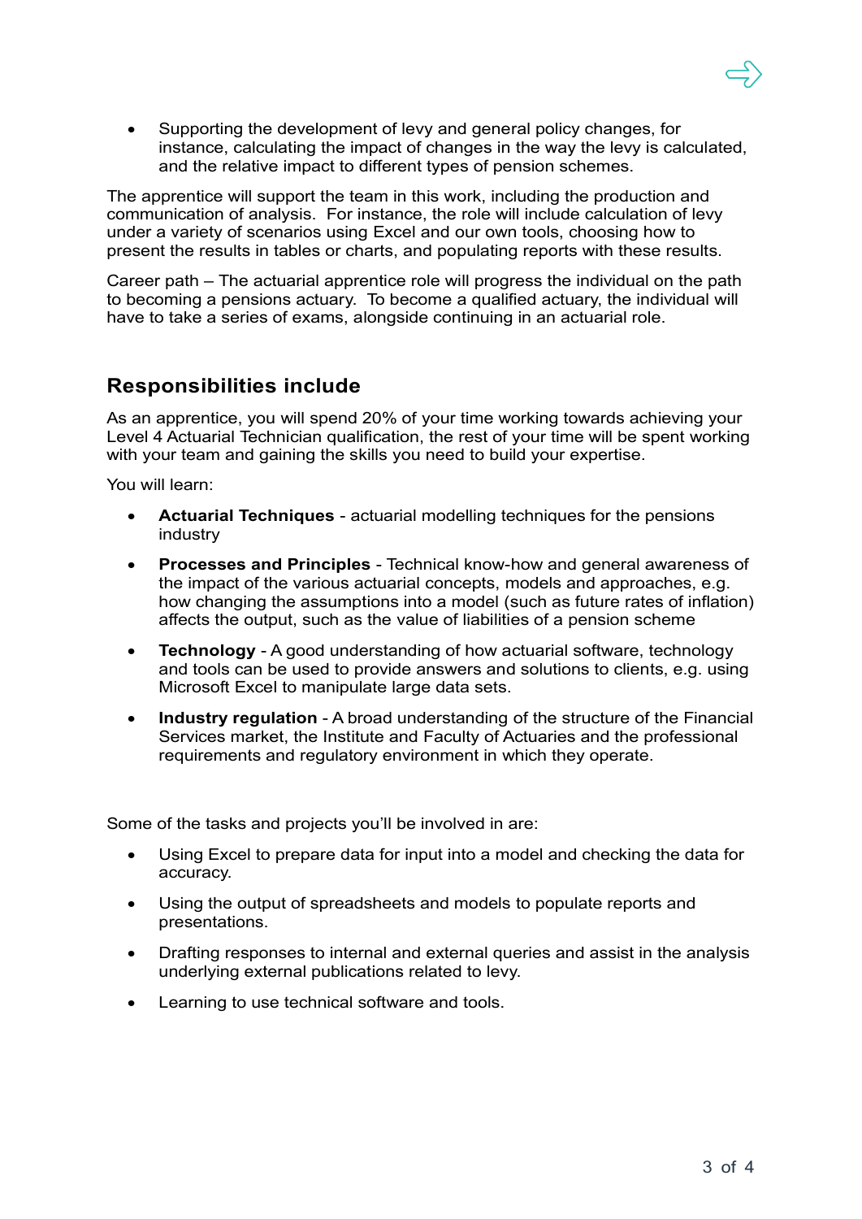- Supporting the development of levy and general policy changes, for instance, calculating the impact of changes in the way the levy is calculated, and the relative impact to different types of pension schemes.

The apprentice will support the team in this work, including the production and communication of analysis. For instance, the role will include calculation of levy under a variety of scenarios using Excel and our own tools, choosing how to present the results in tables or charts, and populating reports with these results.

Career path – The actuarial apprentice role will progress the individual on the path to becoming a pensions actuary. To become a qualified actuary, the individual will have to take a series of exams, alongside continuing in an actuarial role.

## Responsibilities include

As an apprentice, you will spend 20% of your time working towards achieving your Level 4 Actuarial Technician qualification, the rest of your time will be spent working with your team and gaining the skills you need to build your expertise.

You will learn:

- **Actuarial Techniques** - actuarial modelling techniques for the pensions industry
- **Processes and Principles** - Technical know-how and general awareness of the impact of the various actuarial concepts, models and approaches, e.g. how changing the assumptions into a model (such as future rates of inflation) affects the output, such as the value of liabilities of a pension scheme
- **Technology** - A good understanding of how actuarial software, technology and tools can be used to provide answers and solutions to clients, e.g. using Microsoft Excel to manipulate large data sets.
- **Industry regulation** - A broad understanding of the structure of the Financial Services market, the Institute and Faculty of Actuaries and the professional requirements and regulatory environment in which they operate.

Some of the tasks and projects you'll be involved in are:

- Using Excel to prepare data for input into a model and checking the data for accuracy.
- Using the output of spreadsheets and models to populate reports and presentations.
- Drafting responses to internal and external queries and assist in the analysis underlying external publications related to levy.
- Learning to use technical software and tools.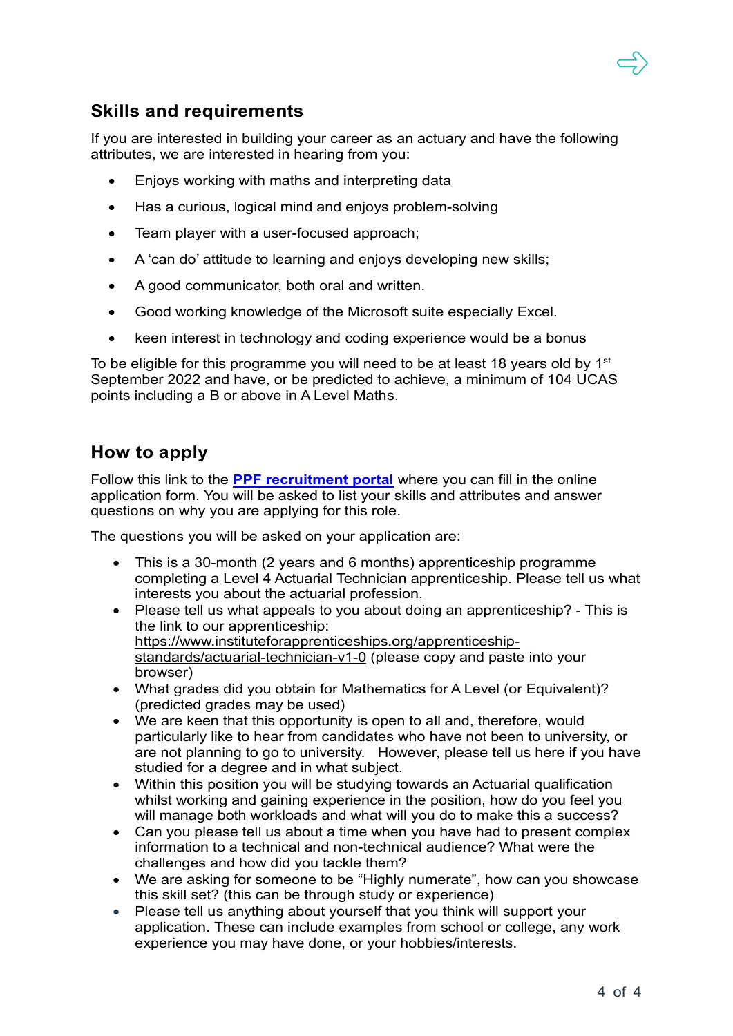## Skills and requirements

If you are interested in building your career as an actuary and have the following attributes, we are interested in hearing from you:

- Enjoys working with maths and interpreting data
- Has a curious, logical mind and enjoys problem-solving
- Team player with a user-focused approach;
- A 'can do' attitude to learning and enjoys developing new skills;
- A good communicator, both oral and written.
- Good working knowledge of the Microsoft suite especially Excel.
- keen interest in technology and coding experience would be a bonus

To be eligible for this programme you will need to be at least 18 years old by 1st September 2022 and have, or be predicted to achieve, a minimum of 104 UCAS points including a B or above in A Level Maths.

## How to apply

Follow this link to the **PPF recruitment portal** where you can fill in the online application form. You will be asked to list your skills and attributes and answer questions on why you are applying for this role.

The questions you will be asked on your application are:

- This is a 30-month (2 years and 6 months) apprenticeship programme completing a Level 4 Actuarial Technician apprenticeship. Please tell us what interests you about the actuarial profession.
- Please tell us what appeals to you about doing an apprenticeship? - This is the link to our apprenticeship: https://www.instituteforapprenticeships.org/apprenticeship-standards/actuarial-technician-v1-0 (please copy and paste into your browser)
- What grades did you obtain for Mathematics for A Level (or Equivalent)? (predicted grades may be used)
- We are keen that this opportunity is open to all and, therefore, would particularly like to hear from candidates who have not been to university, or are not planning to go to university. However, please tell us here if you have studied for a degree and in what subject.
- Within this position you will be studying towards an Actuarial qualification whilst working and gaining experience in the position, how do you feel you will manage both workloads and what will you do to make this a success?
- Can you please tell us about a time when you have had to present complex information to a technical and non-technical audience? What were the challenges and how did you tackle them?
- We are asking for someone to be "Highly numerate", how can you showcase this skill set? (this can be through study or experience)
- Please tell us anything about yourself that you think will support your application. These can include examples from school or college, any work experience you may have done, or your hobbies/interests.